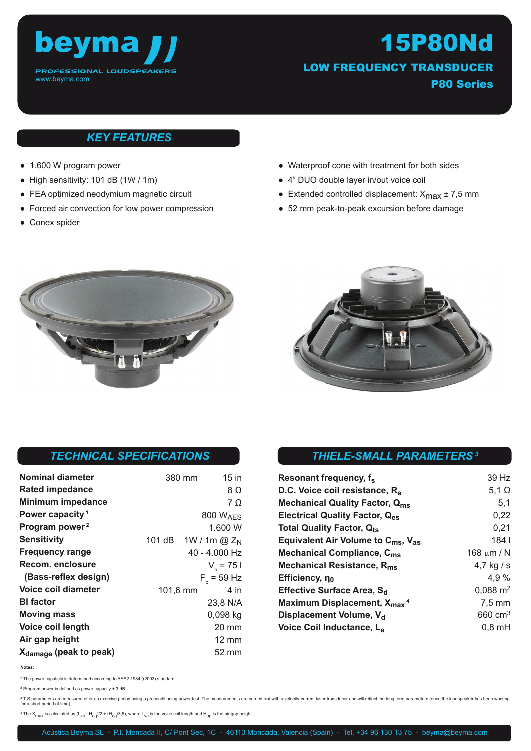# beyma

PROFESSIONAL LOUDSPEAKERS
www.beyma.com

# 15P80Nd

## LOW FREQUENCY TRANSDUCER
## P80 Series

## KEY FEATURES

- 1.600 W program power
- High sensitivity: 101 dB (1W / 1m)
- FEA optimized neodymium magnetic circuit
- Forced air convection for low power compression
- Conex spider
- Waterproof cone with treatment for both sides
- 4" DUO double layer in/out voice coil
- Extended controlled displacement: $X_{max}$ ± 7,5 mm
- 52 mm peak-to-peak excursion before damage

## TECHNICAL SPECIFICATIONS

| | | |
|---|---|---|
| **Nominal diameter** | 380 mm | 15 in |
| **Rated impedance** | | 8 Ω |
| **Minimum impedance** | | 7 Ω |
| **Power capacity** [1] | | 800 $W_{AES}$ |
| **Program power** [2] | | 1.600 W |
| **Sensitivity** | 101 dB | 1W / 1m @ $Z_N$ |
| **Frequency range** | | 40 - 4.000 Hz |
| **Recom. enclosure** | | $V_b$ = 75 l |
| **(Bass-reflex design)** | | $F_b$ = 59 Hz |
| **Voice coil diameter** | 101,6 mm | 4 in |
| **Bl factor** | | 23,8 N/A |
| **Moving mass** | | 0,098 kg |
| **Voice coil length** | | 20 mm |
| **Air gap height** | | 12 mm |
| **$X_{damage}$ (peak to peak)** | | 52 mm |

## THIELE-SMALL PARAMETERS [3]

| | |
|---|---|
| **Resonant frequency, $f_s$** | 39 Hz |
| **D.C. Voice coil resistance, $R_e$** | 5,1 Ω |
| **Mechanical Quality Factor, $Q_{ms}$** | 5,1 |
| **Electrical Quality Factor, $Q_{es}$** | 0,22 |
| **Total Quality Factor, $Q_{ts}$** | 0,21 |
| **Equivalent Air Volume to $C_{ms}$, $V_{as}$** | 184 l |
| **Mechanical Compliance, $C_{ms}$** | 168 µm / N |
| **Mechanical Resistance, $R_{ms}$** | 4,7 kg / s |
| **Efficiency, $\eta_0$** | 4,9 % |
| **Effective Surface Area, $S_d$** | 0,088 m² |
| **Maximum Displacement, $X_{max}$** [4] | 7,5 mm |
| **Displacement Volume, $V_d$** | 660 cm³ |
| **Voice Coil Inductance, $L_e$** | 0,8 mH |

**Notes**:

[1] The power capacticy is determined according to AES2-1984 (r2003) standard.

[2] Program power is defined as power capacity + 3 dB.

[3] T-S parameters are measured after an exercise period using a preconditioning power test. The measurements are carried out with a velocity-current laser transducer and will reflect the long term parameters (once the loudspeaker has been working for a short period of time).

[4] The $X_{max}$ is calculated as $(L_{vc} - H_{ag})/2 + (H_{ag}/3,5)$, where $L_{vc}$ is the voice coil length and $H_{ag}$ is the air gap height.

Acústica Beyma SL - P.I. Moncada II, C/ Pont Sec, 1C - 46113 Moncada, Valencia (Spain) - Tel. +34 96 130 13 75 - beyma@beyma.com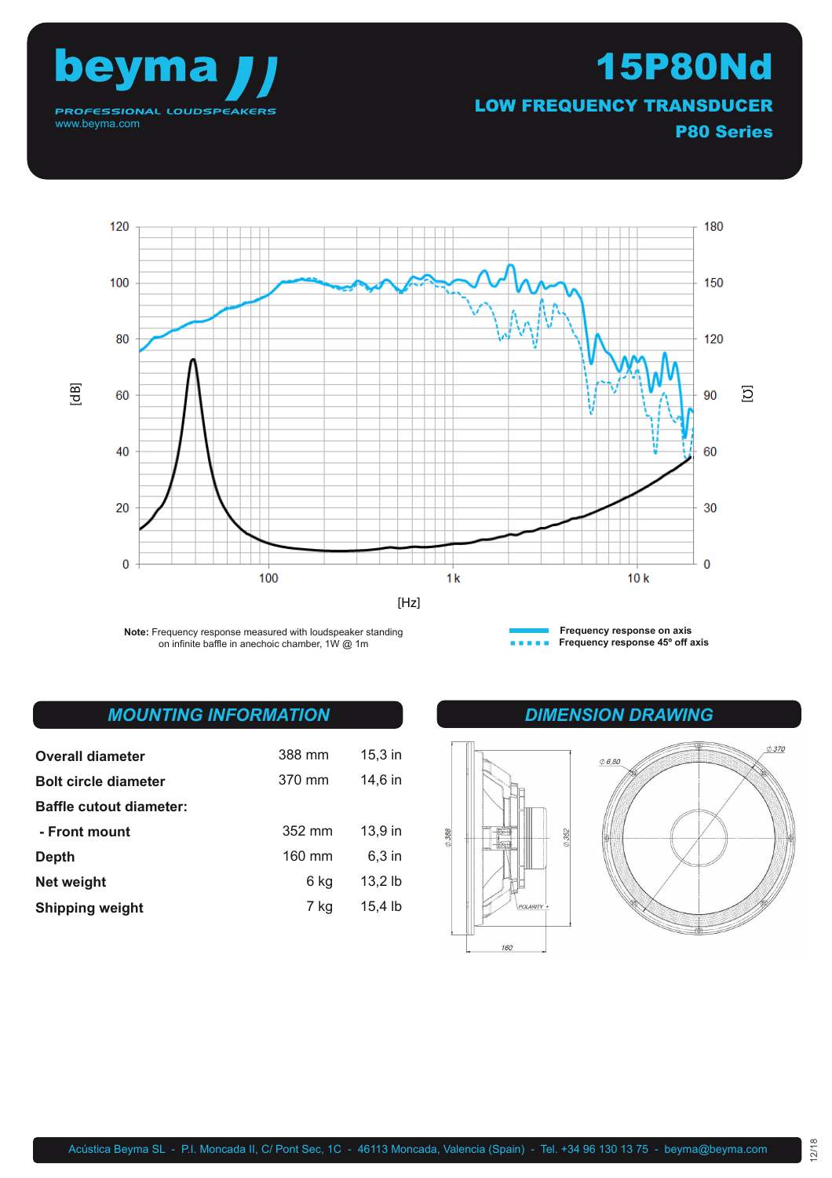# beyma

PROFESSIONAL LOUDSPEAKERS
www.beyma.com

# 15P80Nd

## LOW FREQUENCY TRANSDUCER

## P80 Series

120
100
80
60
40
20
0
[dB]
180
150
120
90
60
30
0
[Ω]
100
1 k
10 k
[Hz]

**Note:** Frequency response measured with loudspeaker standing on infinite baffle in anechoic chamber, 1W @ 1m

Frequency response on axis
Frequency response 45º off axis

## MOUNTING INFORMATION

| | | |
|---|---|---|
| **Overall diameter** | 388 mm | 15,3 in |
| **Bolt circle diameter** | 370 mm | 14,6 in |
| **Baffle cutout diameter:** | | |
| **- Front mount** | 352 mm | 13,9 in |
| **Depth** | 160 mm | 6,3 in |
| **Net weight** | 6 kg | 13,2 lb |
| **Shipping weight** | 7 kg | 15,4 lb |

## DIMENSION DRAWING

Ø 388
Ø 352
POLARITY +
160
Ø 6,80
Ø 370

Acústica Beyma SL - P.I. Moncada II, C/ Pont Sec, 1C - 46113 Moncada, Valencia (Spain) - Tel. +34 96 130 13 75 - beyma@beyma.com

12/18